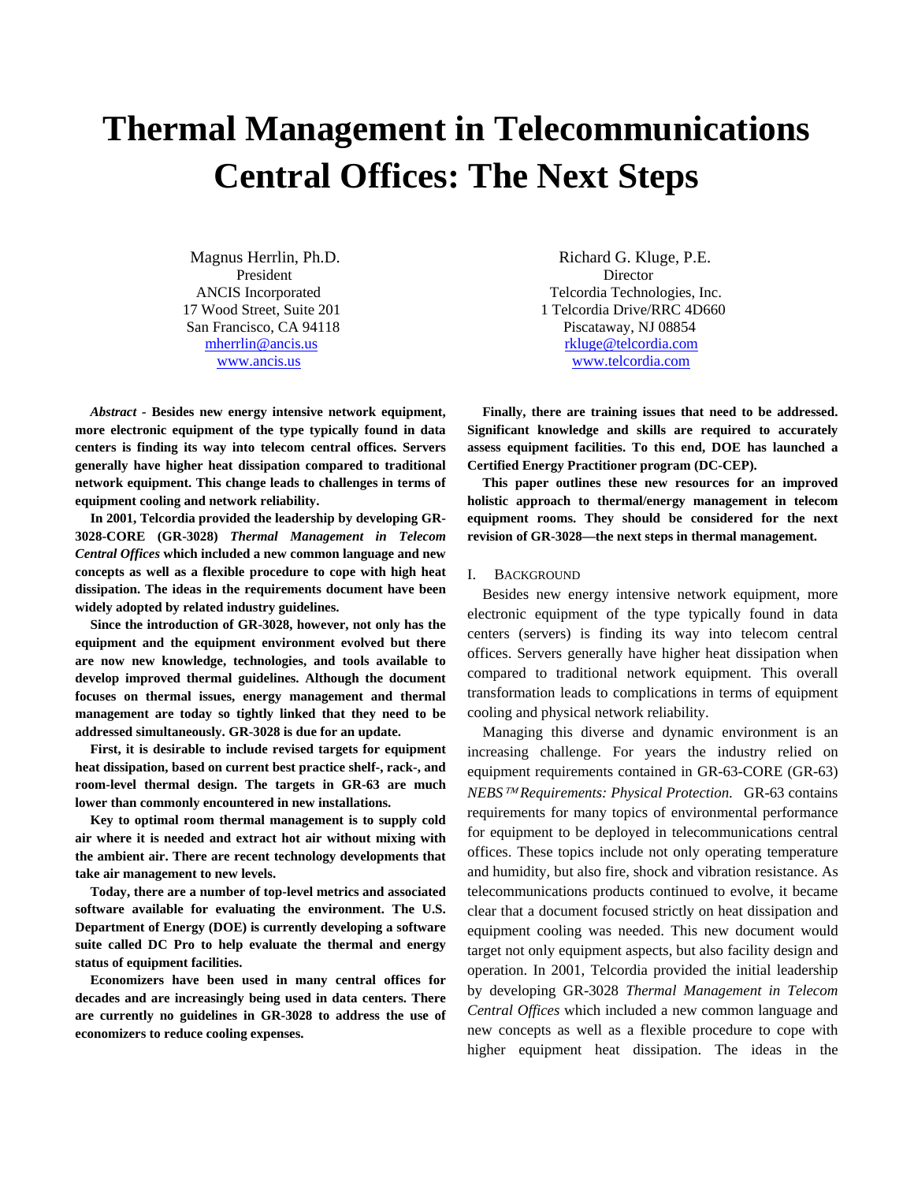# Thermal Management in Telecommunications Central Offices: The Next Steps

Magnus Herrlin, Ph.D.
President
ANCIS Incorporated
17 Wood Street, Suite 201
San Francisco, CA 94118
mherrlin@ancis.us
www.ancis.us

Richard G. Kluge, P.E.
Director
Telcordia Technologies, Inc.
1 Telcordia Drive/RRC 4D660
Piscataway, NJ 08854
rkluge@telcordia.com
www.telcordia.com

***Abstract* - Besides new energy intensive network equipment, more electronic equipment of the type typically found in data centers is finding its way into telecom central offices. Servers generally have higher heat dissipation compared to traditional network equipment. This change leads to challenges in terms of equipment cooling and network reliability.**

**In 2001, Telcordia provided the leadership by developing GR-3028-CORE (GR-3028) *Thermal Management in Telecom Central Offices* which included a new common language and new concepts as well as a flexible procedure to cope with high heat dissipation. The ideas in the requirements document have been widely adopted by related industry guidelines.**

**Since the introduction of GR-3028, however, not only has the equipment and the equipment environment evolved but there are now new knowledge, technologies, and tools available to develop improved thermal guidelines. Although the document focuses on thermal issues, energy management and thermal management are today so tightly linked that they need to be addressed simultaneously. GR-3028 is due for an update.**

**First, it is desirable to include revised targets for equipment heat dissipation, based on current best practice shelf-, rack-, and room-level thermal design. The targets in GR-63 are much lower than commonly encountered in new installations.**

**Key to optimal room thermal management is to supply cold air where it is needed and extract hot air without mixing with the ambient air. There are recent technology developments that take air management to new levels.**

**Today, there are a number of top-level metrics and associated software available for evaluating the environment. The U.S. Department of Energy (DOE) is currently developing a software suite called DC Pro to help evaluate the thermal and energy status of equipment facilities.**

**Economizers have been used in many central offices for decades and are increasingly being used in data centers. There are currently no guidelines in GR-3028 to address the use of economizers to reduce cooling expenses.**

**Finally, there are training issues that need to be addressed. Significant knowledge and skills are required to accurately assess equipment facilities. To this end, DOE has launched a Certified Energy Practitioner program (DC-CEP).**

**This paper outlines these new resources for an improved holistic approach to thermal/energy management in telecom equipment rooms. They should be considered for the next revision of GR-3028—the next steps in thermal management.**

## I. Background

Besides new energy intensive network equipment, more electronic equipment of the type typically found in data centers (servers) is finding its way into telecom central offices. Servers generally have higher heat dissipation when compared to traditional network equipment. This overall transformation leads to complications in terms of equipment cooling and physical network reliability.

Managing this diverse and dynamic environment is an increasing challenge. For years the industry relied on equipment requirements contained in GR-63-CORE (GR-63) *NEBS™ Requirements: Physical Protection*. GR-63 contains requirements for many topics of environmental performance for equipment to be deployed in telecommunications central offices. These topics include not only operating temperature and humidity, but also fire, shock and vibration resistance. As telecommunications products continued to evolve, it became clear that a document focused strictly on heat dissipation and equipment cooling was needed. This new document would target not only equipment aspects, but also facility design and operation. In 2001, Telcordia provided the initial leadership by developing GR-3028 *Thermal Management in Telecom Central Offices* which included a new common language and new concepts as well as a flexible procedure to cope with higher equipment heat dissipation. The ideas in the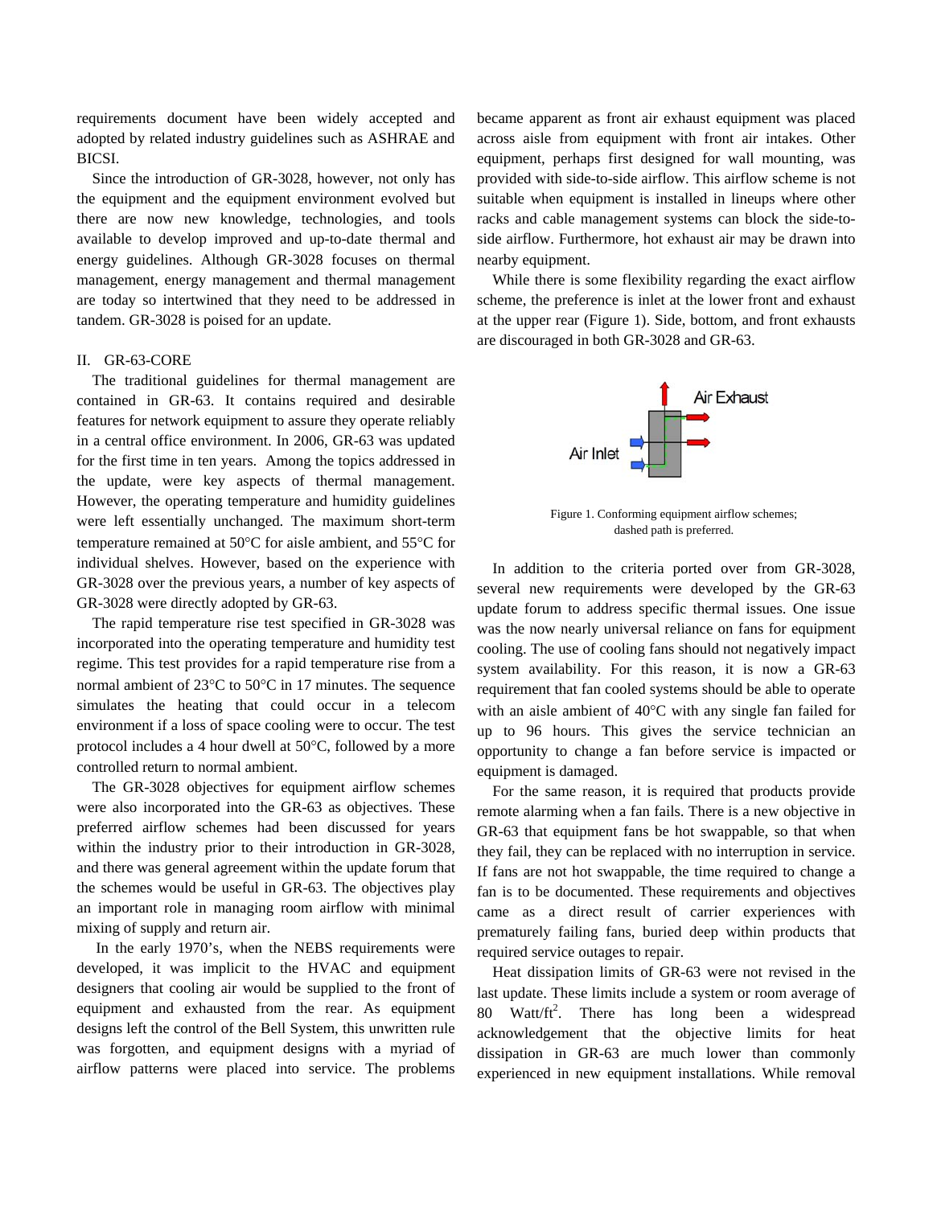requirements document have been widely accepted and adopted by related industry guidelines such as ASHRAE and BICSI.

Since the introduction of GR-3028, however, not only has the equipment and the equipment environment evolved but there are now new knowledge, technologies, and tools available to develop improved and up-to-date thermal and energy guidelines. Although GR-3028 focuses on thermal management, energy management and thermal management are today so intertwined that they need to be addressed in tandem. GR-3028 is poised for an update.

## II. GR-63-CORE

The traditional guidelines for thermal management are contained in GR-63. It contains required and desirable features for network equipment to assure they operate reliably in a central office environment. In 2006, GR-63 was updated for the first time in ten years. Among the topics addressed in the update, were key aspects of thermal management. However, the operating temperature and humidity guidelines were left essentially unchanged. The maximum short-term temperature remained at 50°C for aisle ambient, and 55°C for individual shelves. However, based on the experience with GR-3028 over the previous years, a number of key aspects of GR-3028 were directly adopted by GR-63.

The rapid temperature rise test specified in GR-3028 was incorporated into the operating temperature and humidity test regime. This test provides for a rapid temperature rise from a normal ambient of 23°C to 50°C in 17 minutes. The sequence simulates the heating that could occur in a telecom environment if a loss of space cooling were to occur. The test protocol includes a 4 hour dwell at 50°C, followed by a more controlled return to normal ambient.

The GR-3028 objectives for equipment airflow schemes were also incorporated into the GR-63 as objectives. These preferred airflow schemes had been discussed for years within the industry prior to their introduction in GR-3028, and there was general agreement within the update forum that the schemes would be useful in GR-63. The objectives play an important role in managing room airflow with minimal mixing of supply and return air.

In the early 1970's, when the NEBS requirements were developed, it was implicit to the HVAC and equipment designers that cooling air would be supplied to the front of equipment and exhausted from the rear. As equipment designs left the control of the Bell System, this unwritten rule was forgotten, and equipment designs with a myriad of airflow patterns were placed into service. The problems became apparent as front air exhaust equipment was placed across aisle from equipment with front air intakes. Other equipment, perhaps first designed for wall mounting, was provided with side-to-side airflow. This airflow scheme is not suitable when equipment is installed in lineups where other racks and cable management systems can block the side-to-side airflow. Furthermore, hot exhaust air may be drawn into nearby equipment.

While there is some flexibility regarding the exact airflow scheme, the preference is inlet at the lower front and exhaust at the upper rear (Figure 1). Side, bottom, and front exhausts are discouraged in both GR-3028 and GR-63.

Figure 1. Conforming equipment airflow schemes; dashed path is preferred.

In addition to the criteria ported over from GR-3028, several new requirements were developed by the GR-63 update forum to address specific thermal issues. One issue was the now nearly universal reliance on fans for equipment cooling. The use of cooling fans should not negatively impact system availability. For this reason, it is now a GR-63 requirement that fan cooled systems should be able to operate with an aisle ambient of 40°C with any single fan failed for up to 96 hours. This gives the service technician an opportunity to change a fan before service is impacted or equipment is damaged.

For the same reason, it is required that products provide remote alarming when a fan fails. There is a new objective in GR-63 that equipment fans be hot swappable, so that when they fail, they can be replaced with no interruption in service. If fans are not hot swappable, the time required to change a fan is to be documented. These requirements and objectives came as a direct result of carrier experiences with prematurely failing fans, buried deep within products that required service outages to repair.

Heat dissipation limits of GR-63 were not revised in the last update. These limits include a system or room average of 80 Watt/ft$^2$. There has long been a widespread acknowledgement that the objective limits for heat dissipation in GR-63 are much lower than commonly experienced in new equipment installations. While removal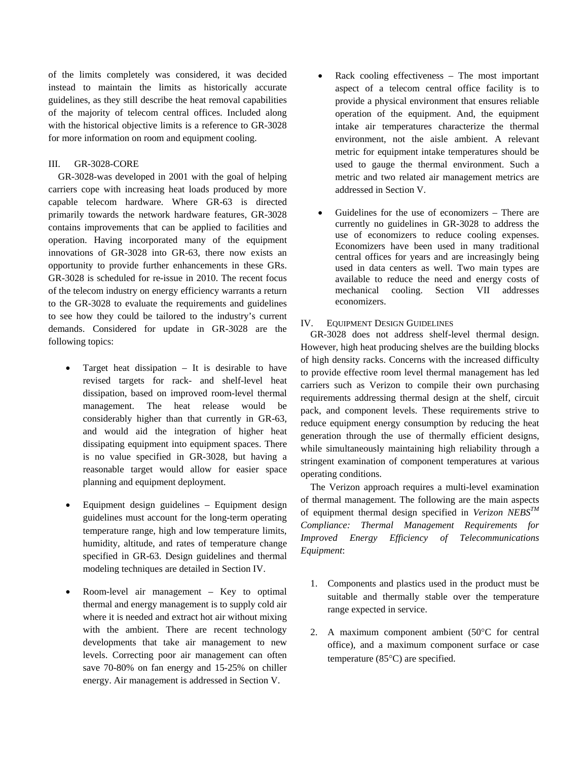of the limits completely was considered, it was decided instead to maintain the limits as historically accurate guidelines, as they still describe the heat removal capabilities of the majority of telecom central offices. Included along with the historical objective limits is a reference to GR-3028 for more information on room and equipment cooling.

## III. GR-3028-CORE

GR-3028-was developed in 2001 with the goal of helping carriers cope with increasing heat loads produced by more capable telecom hardware. Where GR-63 is directed primarily towards the network hardware features, GR-3028 contains improvements that can be applied to facilities and operation. Having incorporated many of the equipment innovations of GR-3028 into GR-63, there now exists an opportunity to provide further enhancements in these GRs. GR-3028 is scheduled for re-issue in 2010. The recent focus of the telecom industry on energy efficiency warrants a return to the GR-3028 to evaluate the requirements and guidelines to see how they could be tailored to the industry's current demands. Considered for update in GR-3028 are the following topics:

- Target heat dissipation – It is desirable to have revised targets for rack- and shelf-level heat dissipation, based on improved room-level thermal management. The heat release would be considerably higher than that currently in GR-63, and would aid the integration of higher heat dissipating equipment into equipment spaces. There is no value specified in GR-3028, but having a reasonable target would allow for easier space planning and equipment deployment.

- Equipment design guidelines – Equipment design guidelines must account for the long-term operating temperature range, high and low temperature limits, humidity, altitude, and rates of temperature change specified in GR-63. Design guidelines and thermal modeling techniques are detailed in Section IV.

- Room-level air management – Key to optimal thermal and energy management is to supply cold air where it is needed and extract hot air without mixing with the ambient. There are recent technology developments that take air management to new levels. Correcting poor air management can often save 70-80% on fan energy and 15-25% on chiller energy. Air management is addressed in Section V.

- Rack cooling effectiveness – The most important aspect of a telecom central office facility is to provide a physical environment that ensures reliable operation of the equipment. And, the equipment intake air temperatures characterize the thermal environment, not the aisle ambient. A relevant metric for equipment intake temperatures should be used to gauge the thermal environment. Such a metric and two related air management metrics are addressed in Section V.

- Guidelines for the use of economizers – There are currently no guidelines in GR-3028 to address the use of economizers to reduce cooling expenses. Economizers have been used in many traditional central offices for years and are increasingly being used in data centers as well. Two main types are available to reduce the need and energy costs of mechanical cooling. Section VII addresses economizers.

## IV. Equipment Design Guidelines

GR-3028 does not address shelf-level thermal design. However, high heat producing shelves are the building blocks of high density racks. Concerns with the increased difficulty to provide effective room level thermal management has led carriers such as Verizon to compile their own purchasing requirements addressing thermal design at the shelf, circuit pack, and component levels. These requirements strive to reduce equipment energy consumption by reducing the heat generation through the use of thermally efficient designs, while simultaneously maintaining high reliability through a stringent examination of component temperatures at various operating conditions.

The Verizon approach requires a multi-level examination of thermal management. The following are the main aspects of equipment thermal design specified in *Verizon NEBS™ Compliance: Thermal Management Requirements for Improved Energy Efficiency of Telecommunications Equipment*:

1. Components and plastics used in the product must be suitable and thermally stable over the temperature range expected in service.

2. A maximum component ambient (50°C for central office), and a maximum component surface or case temperature (85°C) are specified.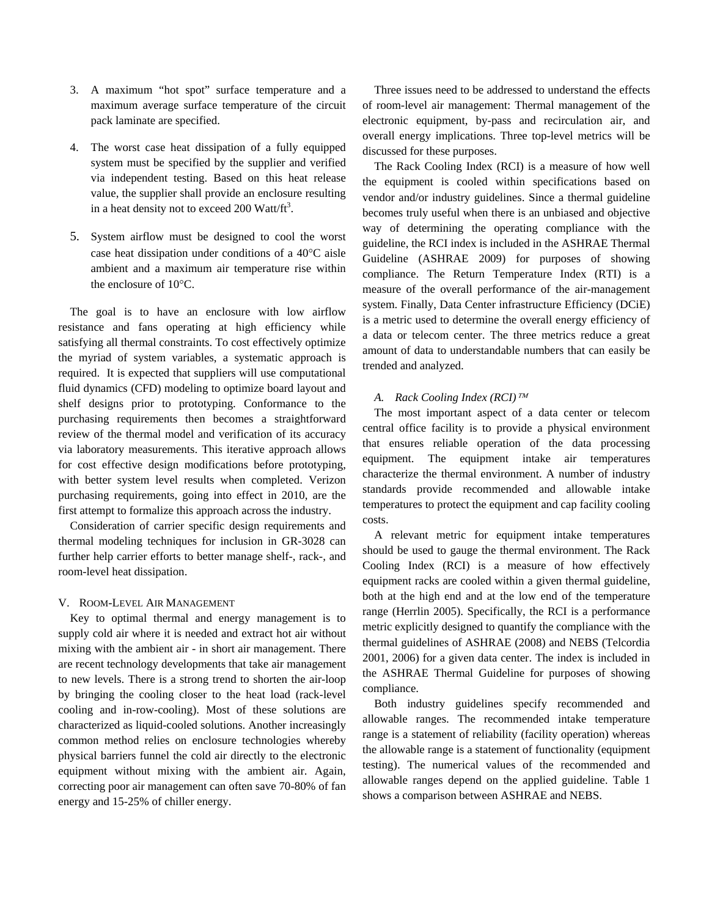3. A maximum "hot spot" surface temperature and a maximum average surface temperature of the circuit pack laminate are specified.

4. The worst case heat dissipation of a fully equipped system must be specified by the supplier and verified via independent testing. Based on this heat release value, the supplier shall provide an enclosure resulting in a heat density not to exceed 200 Watt/ft$^3$.

5. System airflow must be designed to cool the worst case heat dissipation under conditions of a 40°C aisle ambient and a maximum air temperature rise within the enclosure of 10°C.

The goal is to have an enclosure with low airflow resistance and fans operating at high efficiency while satisfying all thermal constraints. To cost effectively optimize the myriad of system variables, a systematic approach is required. It is expected that suppliers will use computational fluid dynamics (CFD) modeling to optimize board layout and shelf designs prior to prototyping. Conformance to the purchasing requirements then becomes a straightforward review of the thermal model and verification of its accuracy via laboratory measurements. This iterative approach allows for cost effective design modifications before prototyping, with better system level results when completed. Verizon purchasing requirements, going into effect in 2010, are the first attempt to formalize this approach across the industry.

Consideration of carrier specific design requirements and thermal modeling techniques for inclusion in GR-3028 can further help carrier efforts to better manage shelf-, rack-, and room-level heat dissipation.

## V. Room-Level Air Management

Key to optimal thermal and energy management is to supply cold air where it is needed and extract hot air without mixing with the ambient air - in short air management. There are recent technology developments that take air management to new levels. There is a strong trend to shorten the air-loop by bringing the cooling closer to the heat load (rack-level cooling and in-row-cooling). Most of these solutions are characterized as liquid-cooled solutions. Another increasingly common method relies on enclosure technologies whereby physical barriers funnel the cold air directly to the electronic equipment without mixing with the ambient air. Again, correcting poor air management can often save 70-80% of fan energy and 15-25% of chiller energy.

Three issues need to be addressed to understand the effects of room-level air management: Thermal management of the electronic equipment, by-pass and recirculation air, and overall energy implications. Three top-level metrics will be discussed for these purposes.

The Rack Cooling Index (RCI) is a measure of how well the equipment is cooled within specifications based on vendor and/or industry guidelines. Since a thermal guideline becomes truly useful when there is an unbiased and objective way of determining the operating compliance with the guideline, the RCI index is included in the ASHRAE Thermal Guideline (ASHRAE 2009) for purposes of showing compliance. The Return Temperature Index (RTI) is a measure of the overall performance of the air-management system. Finally, Data Center infrastructure Efficiency (DCiE) is a metric used to determine the overall energy efficiency of a data or telecom center. The three metrics reduce a great amount of data to understandable numbers that can easily be trended and analyzed.

### *A. Rack Cooling Index (RCI)™*

The most important aspect of a data center or telecom central office facility is to provide a physical environment that ensures reliable operation of the data processing equipment. The equipment intake air temperatures characterize the thermal environment. A number of industry standards provide recommended and allowable intake temperatures to protect the equipment and cap facility cooling costs.

A relevant metric for equipment intake temperatures should be used to gauge the thermal environment. The Rack Cooling Index (RCI) is a measure of how effectively equipment racks are cooled within a given thermal guideline, both at the high end and at the low end of the temperature range (Herrlin 2005). Specifically, the RCI is a performance metric explicitly designed to quantify the compliance with the thermal guidelines of ASHRAE (2008) and NEBS (Telcordia 2001, 2006) for a given data center. The index is included in the ASHRAE Thermal Guideline for purposes of showing compliance.

Both industry guidelines specify recommended and allowable ranges. The recommended intake temperature range is a statement of reliability (facility operation) whereas the allowable range is a statement of functionality (equipment testing). The numerical values of the recommended and allowable ranges depend on the applied guideline. Table 1 shows a comparison between ASHRAE and NEBS.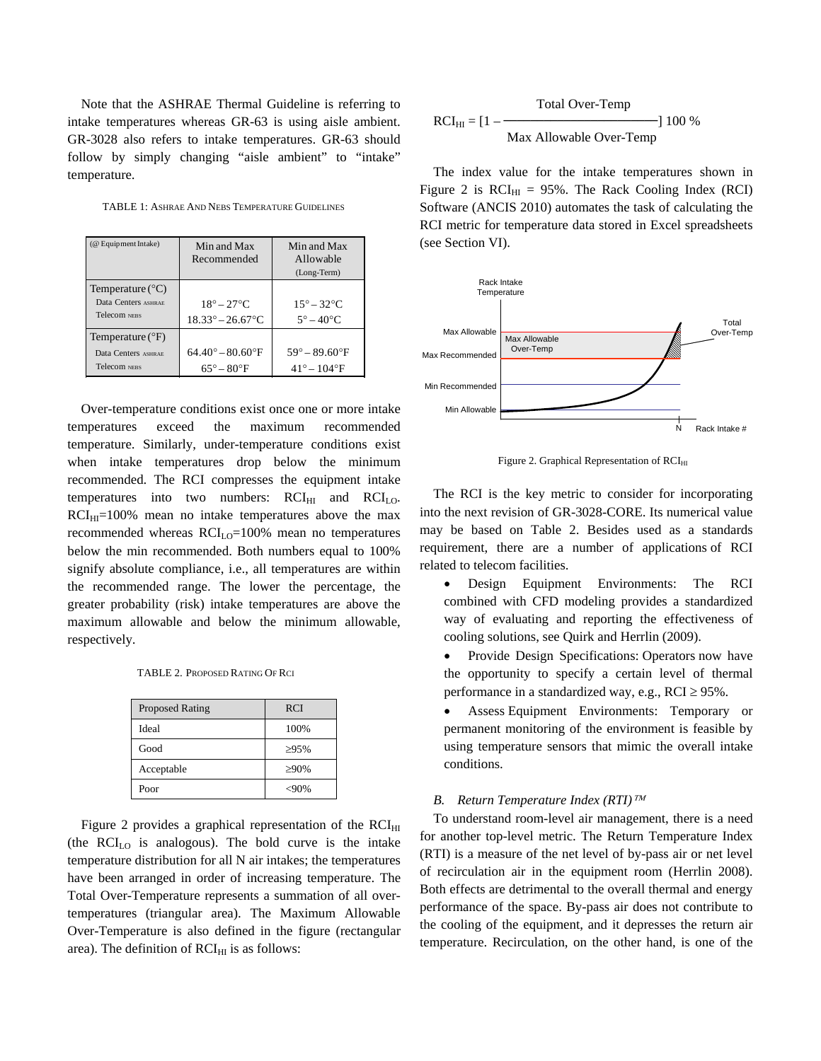Note that the ASHRAE Thermal Guideline is referring to intake temperatures whereas GR-63 is using aisle ambient. GR-3028 also refers to intake temperatures. GR-63 should follow by simply changing "aisle ambient" to "intake" temperature.

TABLE 1: ASHRAE AND NEBS TEMPERATURE GUIDELINES

| (@ Equipment Intake) | Min and Max Recommended | Min and Max Allowable (Long-Term) |
|---|---|---|
| Temperature (°C) | | |
| Data Centers ASHRAE | 18° – 27°C | 15° – 32°C |
| Telecom NEBS | 18.33° – 26.67°C | 5° – 40°C |
| Temperature (°F) | | |
| Data Centers ASHRAE | 64.40° – 80.60°F | 59° – 89.60°F |
| Telecom NEBS | 65° – 80°F | 41° – 104°F |

Over-temperature conditions exist once one or more intake temperatures exceed the maximum recommended temperature. Similarly, under-temperature conditions exist when intake temperatures drop below the minimum recommended. The RCI compresses the equipment intake temperatures into two numbers: $RCI_{HI}$ and $RCI_{LO}$. $RCI_{HI}$=100% mean no intake temperatures above the max recommended whereas $RCI_{LO}$=100% mean no temperatures below the min recommended. Both numbers equal to 100% signify absolute compliance, i.e., all temperatures are within the recommended range. The lower the percentage, the greater probability (risk) intake temperatures are above the maximum allowable and below the minimum allowable, respectively.

TABLE 2. PROPOSED RATING OF RCI

| Proposed Rating | RCI |
|---|---|
| Ideal | 100% |
| Good | ≥95% |
| Acceptable | ≥90% |
| Poor | <90% |

Figure 2 provides a graphical representation of the $RCI_{HI}$ (the $RCI_{LO}$ is analogous). The bold curve is the intake temperature distribution for all N air intakes; the temperatures have been arranged in order of increasing temperature. The Total Over-Temperature represents a summation of all over-temperatures (triangular area). The Maximum Allowable Over-Temperature is also defined in the figure (rectangular area). The definition of $RCI_{HI}$ is as follows:

$$RCI_{HI} = \left[1 - \frac{\text{Total Over-Temp}}{\text{Max Allowable Over-Temp}}\right] 100\ \%$$

The index value for the intake temperatures shown in Figure 2 is $RCI_{HI}$ = 95%. The Rack Cooling Index (RCI) Software (ANCIS 2010) automates the task of calculating the RCI metric for temperature data stored in Excel spreadsheets (see Section VI).

Figure 2. Graphical Representation of $RCI_{HI}$

The RCI is the key metric to consider for incorporating into the next revision of GR-3028-CORE. Its numerical value may be based on Table 2. Besides used as a standards requirement, there are a number of applications of RCI related to telecom facilities.

- Design Equipment Environments: The RCI combined with CFD modeling provides a standardized way of evaluating and reporting the effectiveness of cooling solutions, see Quirk and Herrlin (2009).
- Provide Design Specifications: Operators now have the opportunity to specify a certain level of thermal performance in a standardized way, e.g., RCI ≥ 95%.
- Assess Equipment Environments: Temporary or permanent monitoring of the environment is feasible by using temperature sensors that mimic the overall intake conditions.

### *B. Return Temperature Index (RTI)™*

To understand room-level air management, there is a need for another top-level metric. The Return Temperature Index (RTI) is a measure of the net level of by-pass air or net level of recirculation air in the equipment room (Herrlin 2008). Both effects are detrimental to the overall thermal and energy performance of the space. By-pass air does not contribute to the cooling of the equipment, and it depresses the return air temperature. Recirculation, on the other hand, is one of the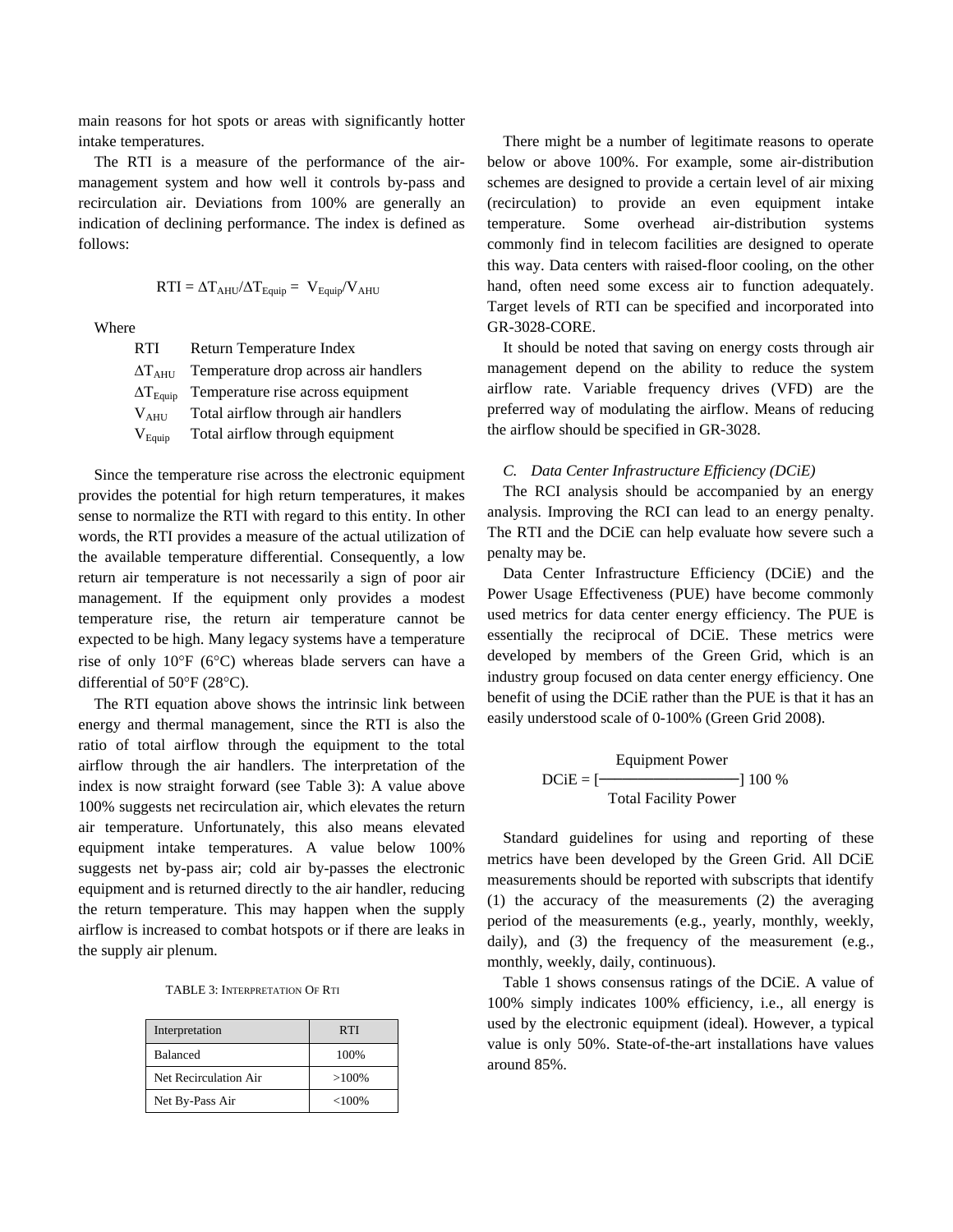main reasons for hot spots or areas with significantly hotter intake temperatures.

The RTI is a measure of the performance of the air-management system and how well it controls by-pass and recirculation air. Deviations from 100% are generally an indication of declining performance. The index is defined as follows:

$$RTI = \Delta T_{AHU}/\Delta T_{Equip} = V_{Equip}/V_{AHU}$$

Where

| | |
|---|---|
| RTI | Return Temperature Index |
| $\Delta T_{AHU}$ | Temperature drop across air handlers |
| $\Delta T_{Equip}$ | Temperature rise across equipment |
| $V_{AHU}$ | Total airflow through air handlers |
| $V_{Equip}$ | Total airflow through equipment |

Since the temperature rise across the electronic equipment provides the potential for high return temperatures, it makes sense to normalize the RTI with regard to this entity. In other words, the RTI provides a measure of the actual utilization of the available temperature differential. Consequently, a low return air temperature is not necessarily a sign of poor air management. If the equipment only provides a modest temperature rise, the return air temperature cannot be expected to be high. Many legacy systems have a temperature rise of only 10°F (6°C) whereas blade servers can have a differential of 50°F (28°C).

The RTI equation above shows the intrinsic link between energy and thermal management, since the RTI is also the ratio of total airflow through the equipment to the total airflow through the air handlers. The interpretation of the index is now straight forward (see Table 3): A value above 100% suggests net recirculation air, which elevates the return air temperature. Unfortunately, this also means elevated equipment intake temperatures. A value below 100% suggests net by-pass air; cold air by-passes the electronic equipment and is returned directly to the air handler, reducing the return temperature. This may happen when the supply airflow is increased to combat hotspots or if there are leaks in the supply air plenum.

TABLE 3: INTERPRETATION OF RTI

| Interpretation | RTI |
|---|---|
| Balanced | 100% |
| Net Recirculation Air | >100% |
| Net By-Pass Air | <100% |

There might be a number of legitimate reasons to operate below or above 100%. For example, some air-distribution schemes are designed to provide a certain level of air mixing (recirculation) to provide an even equipment intake temperature. Some overhead air-distribution systems commonly find in telecom facilities are designed to operate this way. Data centers with raised-floor cooling, on the other hand, often need some excess air to function adequately. Target levels of RTI can be specified and incorporated into GR-3028-CORE.

It should be noted that saving on energy costs through air management depend on the ability to reduce the system airflow rate. Variable frequency drives (VFD) are the preferred way of modulating the airflow. Means of reducing the airflow should be specified in GR-3028.

### *C. Data Center Infrastructure Efficiency (DCiE)*

The RCI analysis should be accompanied by an energy analysis. Improving the RCI can lead to an energy penalty. The RTI and the DCiE can help evaluate how severe such a penalty may be.

Data Center Infrastructure Efficiency (DCiE) and the Power Usage Effectiveness (PUE) have become commonly used metrics for data center energy efficiency. The PUE is essentially the reciprocal of DCiE. These metrics were developed by members of the Green Grid, which is an industry group focused on data center energy efficiency. One benefit of using the DCiE rather than the PUE is that it has an easily understood scale of 0-100% (Green Grid 2008).

$$DCiE = \left[\frac{\text{Equipment Power}}{\text{Total Facility Power}}\right] 100\ \%$$

Standard guidelines for using and reporting of these metrics have been developed by the Green Grid. All DCiE measurements should be reported with subscripts that identify (1) the accuracy of the measurements (2) the averaging period of the measurements (e.g., yearly, monthly, weekly, daily), and (3) the frequency of the measurement (e.g., monthly, weekly, daily, continuous).

Table 1 shows consensus ratings of the DCiE. A value of 100% simply indicates 100% efficiency, i.e., all energy is used by the electronic equipment (ideal). However, a typical value is only 50%. State-of-the-art installations have values around 85%.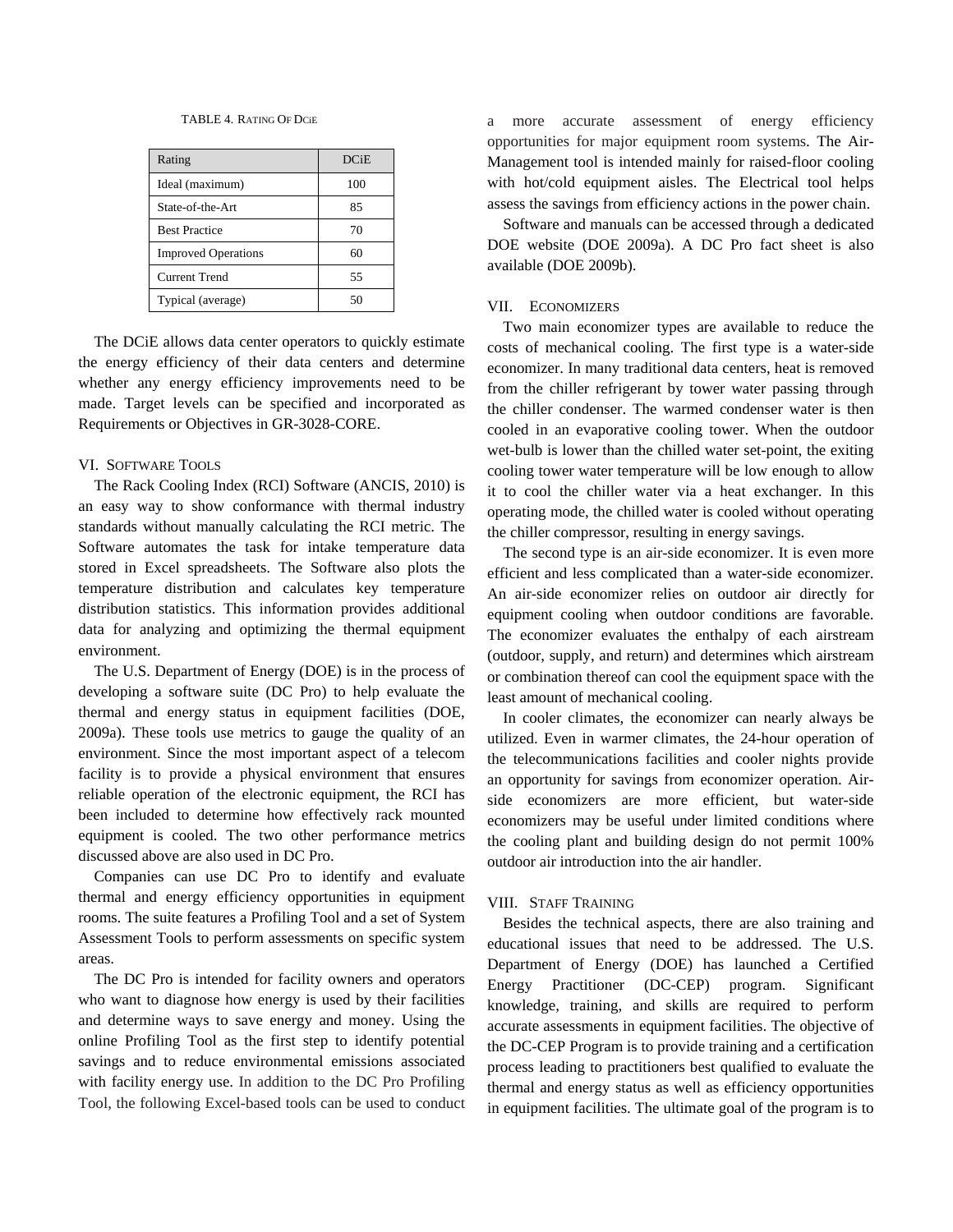TABLE 4. RATING OF DCIE

| Rating | DCiE |
| --- | --- |
| Ideal (maximum) | 100 |
| State-of-the-Art | 85 |
| Best Practice | 70 |
| Improved Operations | 60 |
| Current Trend | 55 |
| Typical (average) | 50 |

The DCiE allows data center operators to quickly estimate the energy efficiency of their data centers and determine whether any energy efficiency improvements need to be made. Target levels can be specified and incorporated as Requirements or Objectives in GR-3028-CORE.

## VI. SOFTWARE TOOLS

The Rack Cooling Index (RCI) Software (ANCIS, 2010) is an easy way to show conformance with thermal industry standards without manually calculating the RCI metric. The Software automates the task for intake temperature data stored in Excel spreadsheets. The Software also plots the temperature distribution and calculates key temperature distribution statistics. This information provides additional data for analyzing and optimizing the thermal equipment environment.

The U.S. Department of Energy (DOE) is in the process of developing a software suite (DC Pro) to help evaluate the thermal and energy status in equipment facilities (DOE, 2009a). These tools use metrics to gauge the quality of an environment. Since the most important aspect of a telecom facility is to provide a physical environment that ensures reliable operation of the electronic equipment, the RCI has been included to determine how effectively rack mounted equipment is cooled. The two other performance metrics discussed above are also used in DC Pro.

Companies can use DC Pro to identify and evaluate thermal and energy efficiency opportunities in equipment rooms. The suite features a Profiling Tool and a set of System Assessment Tools to perform assessments on specific system areas.

The DC Pro is intended for facility owners and operators who want to diagnose how energy is used by their facilities and determine ways to save energy and money. Using the online Profiling Tool as the first step to identify potential savings and to reduce environmental emissions associated with facility energy use. In addition to the DC Pro Profiling Tool, the following Excel-based tools can be used to conduct a more accurate assessment of energy efficiency opportunities for major equipment room systems. The Air-Management tool is intended mainly for raised-floor cooling with hot/cold equipment aisles. The Electrical tool helps assess the savings from efficiency actions in the power chain.

Software and manuals can be accessed through a dedicated DOE website (DOE 2009a). A DC Pro fact sheet is also available (DOE 2009b).

## VII. ECONOMIZERS

Two main economizer types are available to reduce the costs of mechanical cooling. The first type is a water-side economizer. In many traditional data centers, heat is removed from the chiller refrigerant by tower water passing through the chiller condenser. The warmed condenser water is then cooled in an evaporative cooling tower. When the outdoor wet-bulb is lower than the chilled water set-point, the exiting cooling tower water temperature will be low enough to allow it to cool the chiller water via a heat exchanger. In this operating mode, the chilled water is cooled without operating the chiller compressor, resulting in energy savings.

The second type is an air-side economizer. It is even more efficient and less complicated than a water-side economizer. An air-side economizer relies on outdoor air directly for equipment cooling when outdoor conditions are favorable. The economizer evaluates the enthalpy of each airstream (outdoor, supply, and return) and determines which airstream or combination thereof can cool the equipment space with the least amount of mechanical cooling.

In cooler climates, the economizer can nearly always be utilized. Even in warmer climates, the 24-hour operation of the telecommunications facilities and cooler nights provide an opportunity for savings from economizer operation. Air-side economizers are more efficient, but water-side economizers may be useful under limited conditions where the cooling plant and building design do not permit 100% outdoor air introduction into the air handler.

## VIII. STAFF TRAINING

Besides the technical aspects, there are also training and educational issues that need to be addressed. The U.S. Department of Energy (DOE) has launched a Certified Energy Practitioner (DC-CEP) program. Significant knowledge, training, and skills are required to perform accurate assessments in equipment facilities. The objective of the DC-CEP Program is to provide training and a certification process leading to practitioners best qualified to evaluate the thermal and energy status as well as efficiency opportunities in equipment facilities. The ultimate goal of the program is to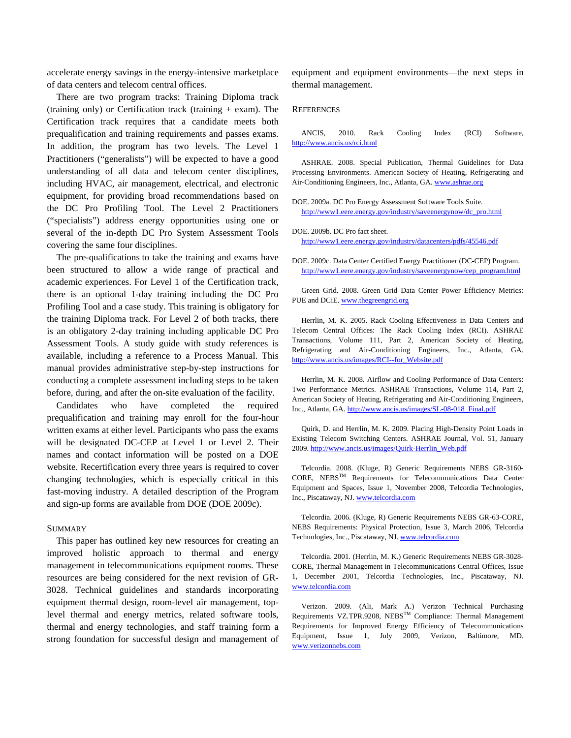accelerate energy savings in the energy-intensive marketplace of data centers and telecom central offices.

There are two program tracks: Training Diploma track (training only) or Certification track (training + exam). The Certification track requires that a candidate meets both prequalification and training requirements and passes exams. In addition, the program has two levels. The Level 1 Practitioners ("generalists") will be expected to have a good understanding of all data and telecom center disciplines, including HVAC, air management, electrical, and electronic equipment, for providing broad recommendations based on the DC Pro Profiling Tool. The Level 2 Practitioners ("specialists") address energy opportunities using one or several of the in-depth DC Pro System Assessment Tools covering the same four disciplines.

The pre-qualifications to take the training and exams have been structured to allow a wide range of practical and academic experiences. For Level 1 of the Certification track, there is an optional 1-day training including the DC Pro Profiling Tool and a case study. This training is obligatory for the training Diploma track. For Level 2 of both tracks, there is an obligatory 2-day training including applicable DC Pro Assessment Tools. A study guide with study references is available, including a reference to a Process Manual. This manual provides administrative step-by-step instructions for conducting a complete assessment including steps to be taken before, during, and after the on-site evaluation of the facility.

Candidates who have completed the required prequalification and training may enroll for the four-hour written exams at either level. Participants who pass the exams will be designated DC-CEP at Level 1 or Level 2. Their names and contact information will be posted on a DOE website. Recertification every three years is required to cover changing technologies, which is especially critical in this fast-moving industry. A detailed description of the Program and sign-up forms are available from DOE (DOE 2009c).

## Summary

This paper has outlined key new resources for creating an improved holistic approach to thermal and energy management in telecommunications equipment rooms. These resources are being considered for the next revision of GR-3028. Technical guidelines and standards incorporating equipment thermal design, room-level air management, top-level thermal and energy metrics, related software tools, thermal and energy technologies, and staff training form a strong foundation for successful design and management of equipment and equipment environments—the next steps in thermal management.

## References

ANCIS, 2010. Rack Cooling Index (RCI) Software, http://www.ancis.us/rci.html

ASHRAE. 2008. Special Publication, Thermal Guidelines for Data Processing Environments. American Society of Heating, Refrigerating and Air-Conditioning Engineers, Inc., Atlanta, GA. www.ashrae.org

DOE. 2009a. DC Pro Energy Assessment Software Tools Suite. http://www1.eere.energy.gov/industry/saveenergynow/dc_pro.html

DOE. 2009b. DC Pro fact sheet. http://www1.eere.energy.gov/industry/datacenters/pdfs/45546.pdf

DOE. 2009c. Data Center Certified Energy Practitioner (DC-CEP) Program. http://www1.eere.energy.gov/industry/saveenergynow/cep_program.html

Green Grid. 2008. Green Grid Data Center Power Efficiency Metrics: PUE and DCiE. www.thegreengrid.org

Herrlin, M. K. 2005. Rack Cooling Effectiveness in Data Centers and Telecom Central Offices: The Rack Cooling Index (RCI). ASHRAE Transactions, Volume 111, Part 2, American Society of Heating, Refrigerating and Air-Conditioning Engineers, Inc., Atlanta, GA. http://www.ancis.us/images/RCI--for_Website.pdf

Herrlin, M. K. 2008. Airflow and Cooling Performance of Data Centers: Two Performance Metrics. ASHRAE Transactions, Volume 114, Part 2, American Society of Heating, Refrigerating and Air-Conditioning Engineers, Inc., Atlanta, GA. http://www.ancis.us/images/SL-08-018_Final.pdf

Quirk, D. and Herrlin, M. K. 2009. Placing High-Density Point Loads in Existing Telecom Switching Centers. ASHRAE Journal, Vol. 51, January 2009. http://www.ancis.us/images/Quirk-Herrlin_Web.pdf

Telcordia. 2008. (Kluge, R) Generic Requirements NEBS GR-3160-CORE, NEBS™ Requirements for Telecommunications Data Center Equipment and Spaces, Issue 1, November 2008, Telcordia Technologies, Inc., Piscataway, NJ. www.telcordia.com

Telcordia. 2006. (Kluge, R) Generic Requirements NEBS GR-63-CORE, NEBS Requirements: Physical Protection, Issue 3, March 2006, Telcordia Technologies, Inc., Piscataway, NJ. www.telcordia.com

Telcordia. 2001. (Herrlin, M. K.) Generic Requirements NEBS GR-3028-CORE, Thermal Management in Telecommunications Central Offices, Issue 1, December 2001, Telcordia Technologies, Inc., Piscataway, NJ. www.telcordia.com

Verizon. 2009. (Ali, Mark A.) Verizon Technical Purchasing Requirements VZ.TPR.9208, NEBS™ Compliance: Thermal Management Requirements for Improved Energy Efficiency of Telecommunications Equipment, Issue 1, July 2009, Verizon, Baltimore, MD. www.verizonnebs.com